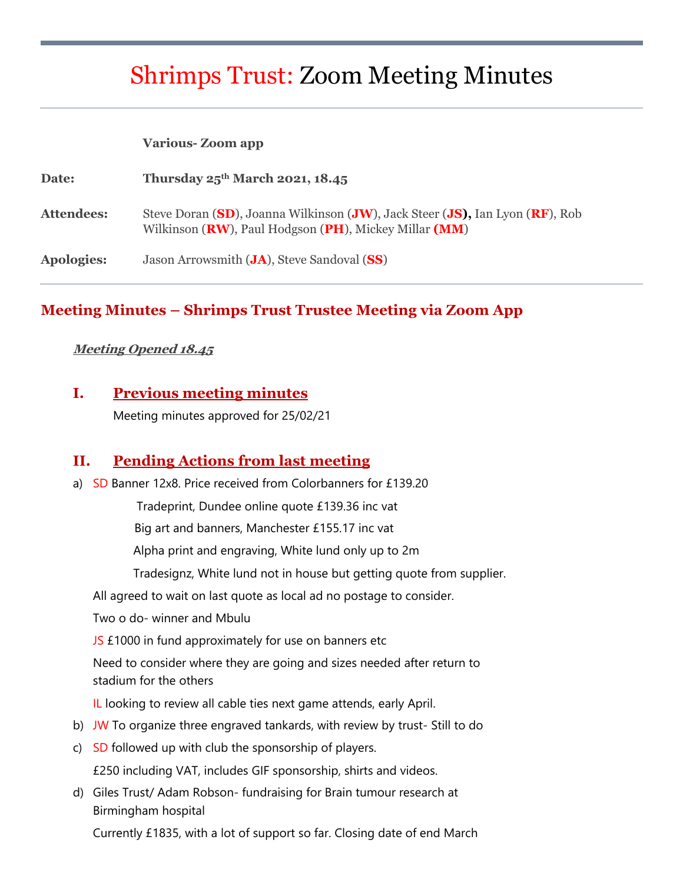# Shrimps Trust: Zoom Meeting Minutes

| | |
|---|---|
| | **Various- Zoom app** |
| **Date:** | **Thursday 25th March 2021, 18.45** |
| **Attendees:** | Steve Doran (**SD**), Joanna Wilkinson (**JW**), Jack Steer (**JS**), Ian Lyon (**RF**), Rob Wilkinson (**RW**), Paul Hodgson (**PH**), Mickey Millar (**MM**) |
| **Apologies:** | Jason Arrowsmith (**JA**), Steve Sandoval (**SS**) |

## Meeting Minutes – Shrimps Trust Trustee Meeting via Zoom App

***Meeting Opened 18.45***

### I. Previous meeting minutes

Meeting minutes approved for 25/02/21

### II. Pending Actions from last meeting

a) SD Banner 12x8. Price received from Colorbanners for £139.20

Tradeprint, Dundee online quote £139.36 inc vat

Big art and banners, Manchester £155.17 inc vat

Alpha print and engraving, White lund only up to 2m

Tradesignz, White lund not in house but getting quote from supplier.

All agreed to wait on last quote as local ad no postage to consider.

Two o do- winner and Mbulu

JS £1000 in fund approximately for use on banners etc

Need to consider where they are going and sizes needed after return to stadium for the others

IL looking to review all cable ties next game attends, early April.

b) JW To organize three engraved tankards, with review by trust- Still to do

c) SD followed up with club the sponsorship of players.

£250 including VAT, includes GIF sponsorship, shirts and videos.

d) Giles Trust/ Adam Robson- fundraising for Brain tumour research at Birmingham hospital

Currently £1835, with a lot of support so far. Closing date of end March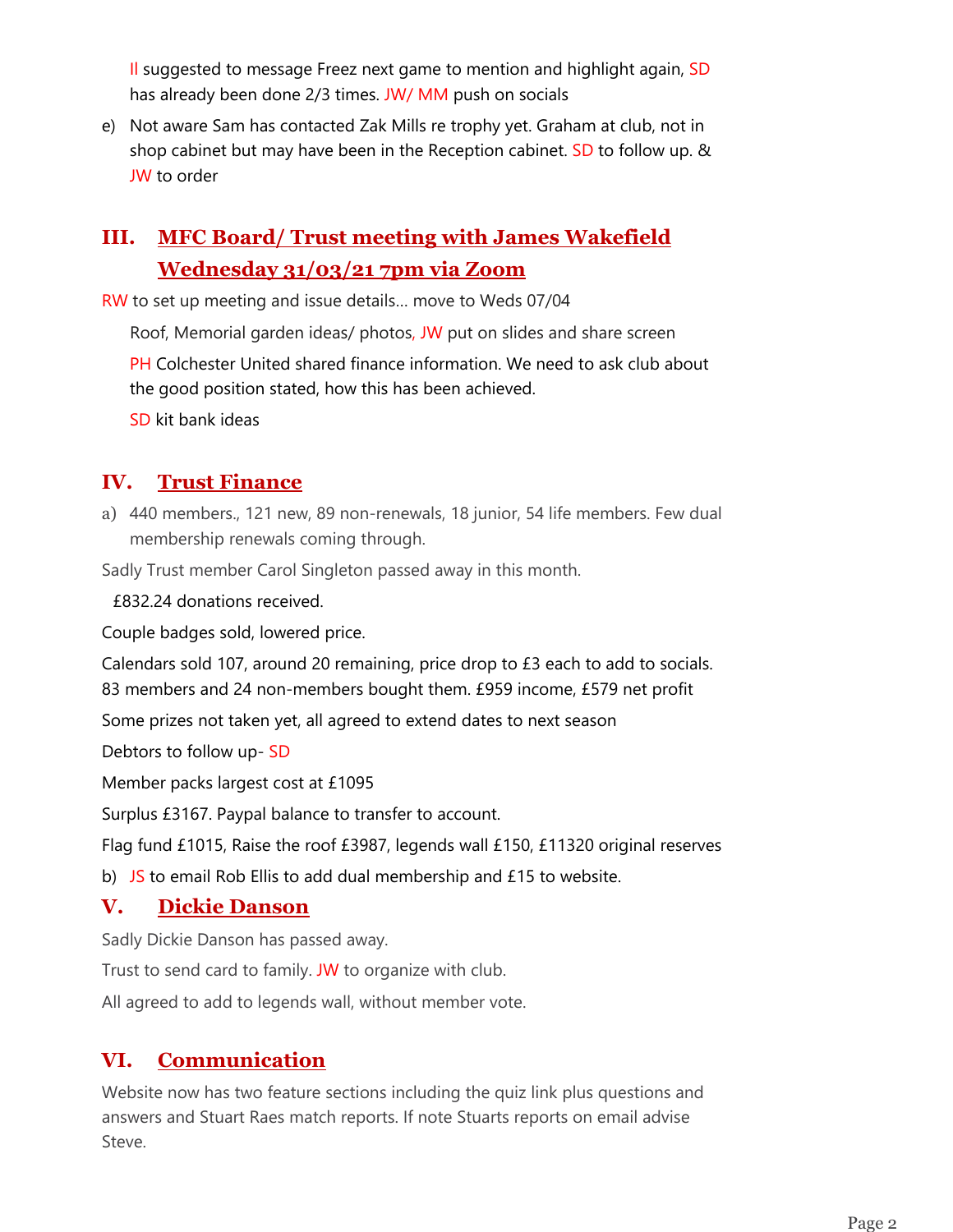Il suggested to message Freez next game to mention and highlight again, SD has already been done 2/3 times. JW/ MM push on socials

e) Not aware Sam has contacted Zak Mills re trophy yet. Graham at club, not in shop cabinet but may have been in the Reception cabinet. SD to follow up. & JW to order

## III. MFC Board/ Trust meeting with James Wakefield Wednesday 31/03/21 7pm via Zoom

RW to set up meeting and issue details… move to Weds 07/04

Roof, Memorial garden ideas/ photos, JW put on slides and share screen

PH Colchester United shared finance information. We need to ask club about the good position stated, how this has been achieved.

SD kit bank ideas

## IV. Trust Finance

a) 440 members., 121 new, 89 non-renewals, 18 junior, 54 life members. Few dual membership renewals coming through.

Sadly Trust member Carol Singleton passed away in this month.

£832.24 donations received.

Couple badges sold, lowered price.

Calendars sold 107, around 20 remaining, price drop to £3 each to add to socials. 83 members and 24 non-members bought them. £959 income, £579 net profit

Some prizes not taken yet, all agreed to extend dates to next season

Debtors to follow up- SD

Member packs largest cost at £1095

Surplus £3167. Paypal balance to transfer to account.

Flag fund £1015, Raise the roof £3987, legends wall £150, £11320 original reserves

b) JS to email Rob Ellis to add dual membership and £15 to website.

## V. Dickie Danson

Sadly Dickie Danson has passed away.

Trust to send card to family. JW to organize with club.

All agreed to add to legends wall, without member vote.

## VI. Communication

Website now has two feature sections including the quiz link plus questions and answers and Stuart Raes match reports. If note Stuarts reports on email advise Steve.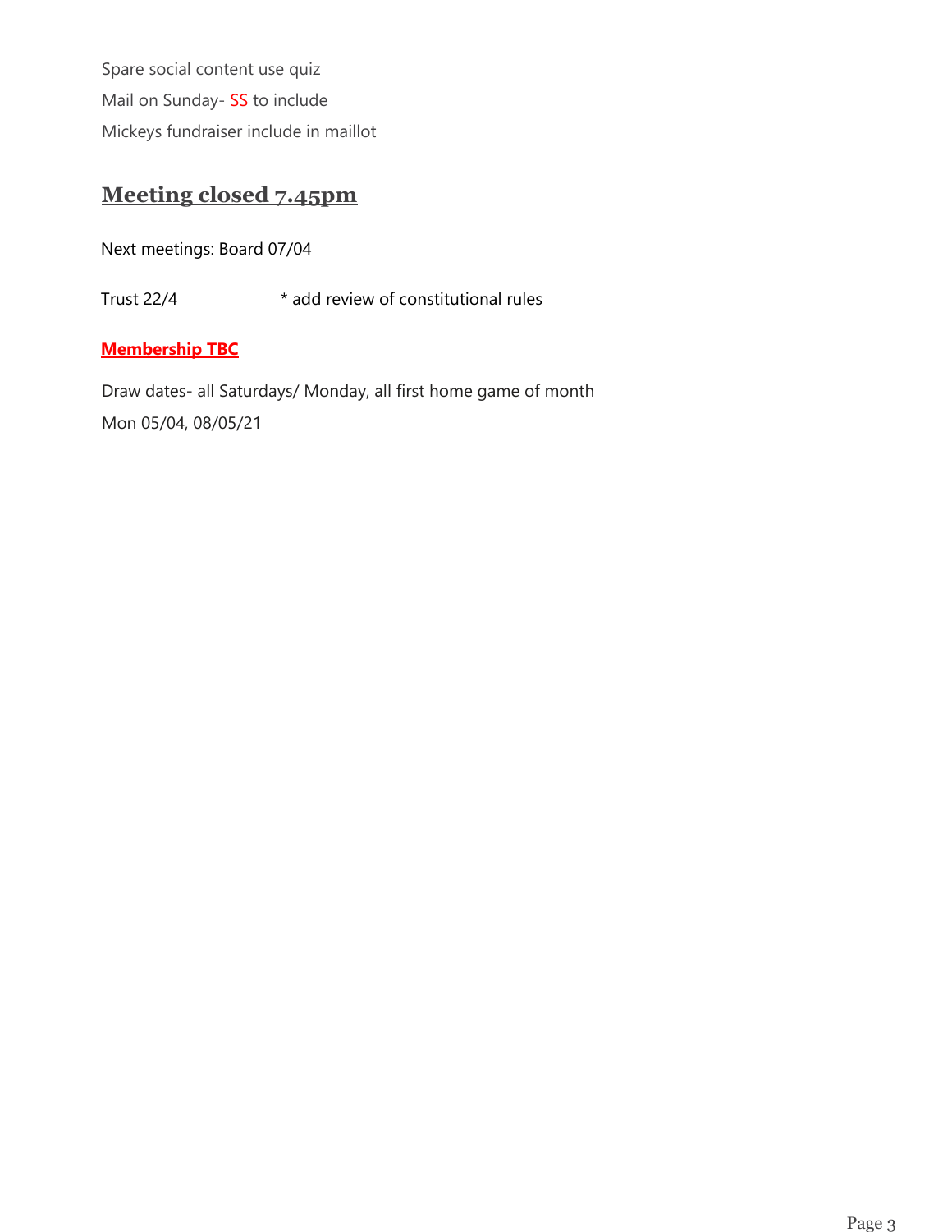Spare social content use quiz

Mail on Sunday- SS to include

Mickeys fundraiser include in maillot

## Meeting closed 7.45pm

Next meetings: Board 07/04

Trust 22/4 * add review of constitutional rules

**Membership TBC**

Draw dates- all Saturdays/ Monday, all first home game of month

Mon 05/04, 08/05/21